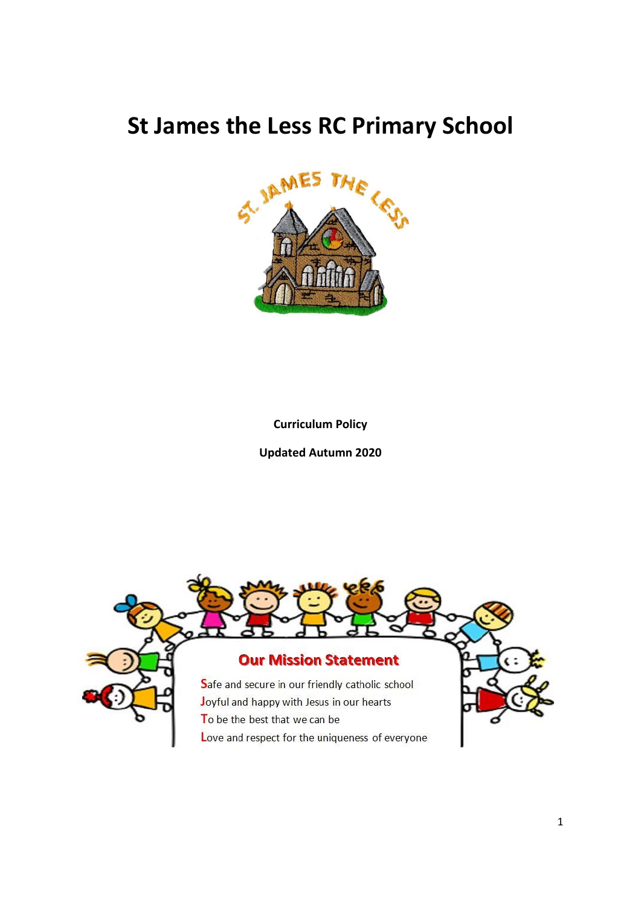# St James the Less RC Primary School

**Curriculum Policy**

**Updated Autumn 2020**

## Our Mission Statement

**S**afe and secure in our friendly catholic school
**J**oyful and happy with Jesus in our hearts
**T**o be the best that we can be
**L**ove and respect for the uniqueness of everyone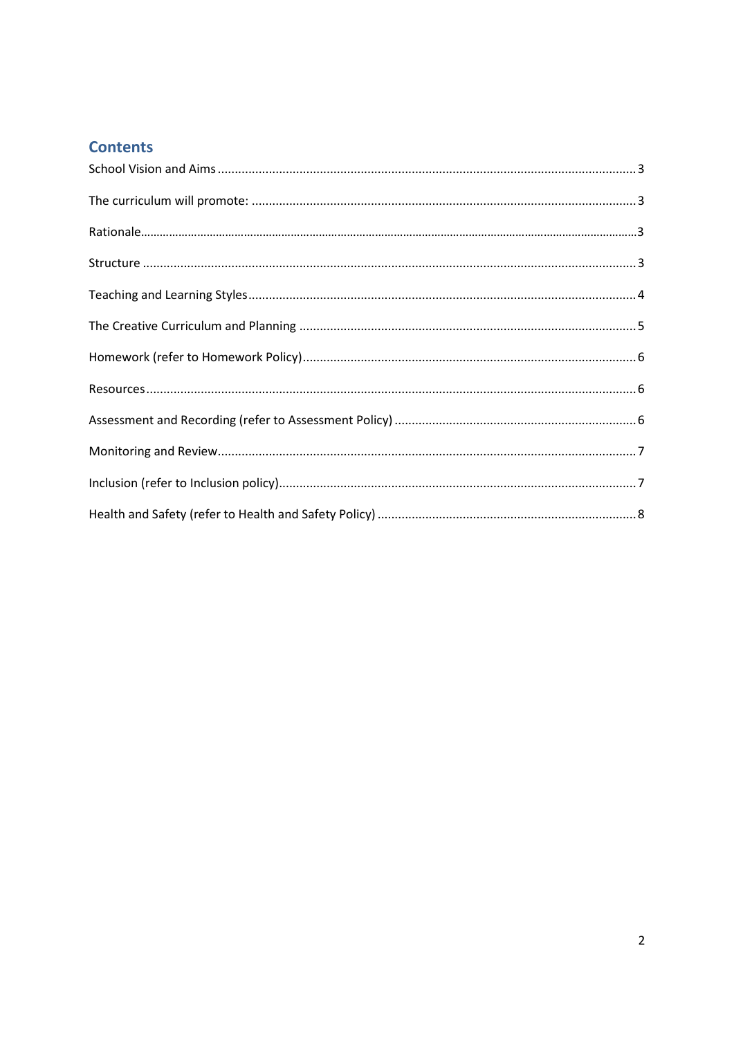## Contents

School Vision and Aims ..................................................................... 3

The curriculum will promote: ............................................................. 3

Rationale..................................................................................... 3

Structure ..................................................................................... 3

Teaching and Learning Styles.............................................................. 4

The Creative Curriculum and Planning .................................................. 5

Homework (refer to Homework Policy)................................................... 6

Resources..................................................................................... 6

Assessment and Recording (refer to Assessment Policy) ............................. 6

Monitoring and Review...................................................................... 7

Inclusion (refer to Inclusion policy)........................................................ 7

Health and Safety (refer to Health and Safety Policy) ................................. 8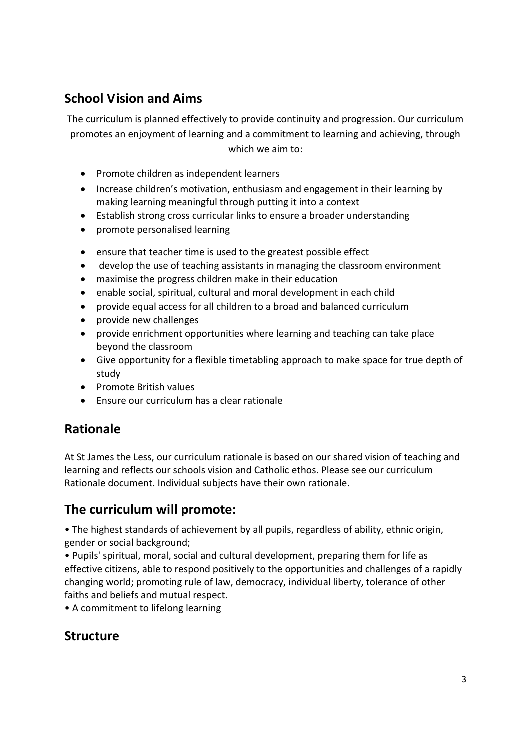## School Vision and Aims

The curriculum is planned effectively to provide continuity and progression. Our curriculum promotes an enjoyment of learning and a commitment to learning and achieving, through which we aim to:

- Promote children as independent learners
- Increase children's motivation, enthusiasm and engagement in their learning by making learning meaningful through putting it into a context
- Establish strong cross curricular links to ensure a broader understanding
- promote personalised learning
- ensure that teacher time is used to the greatest possible effect
- develop the use of teaching assistants in managing the classroom environment
- maximise the progress children make in their education
- enable social, spiritual, cultural and moral development in each child
- provide equal access for all children to a broad and balanced curriculum
- provide new challenges
- provide enrichment opportunities where learning and teaching can take place beyond the classroom
- Give opportunity for a flexible timetabling approach to make space for true depth of study
- Promote British values
- Ensure our curriculum has a clear rationale

## Rationale

At St James the Less, our curriculum rationale is based on our shared vision of teaching and learning and reflects our schools vision and Catholic ethos. Please see our curriculum Rationale document. Individual subjects have their own rationale.

## The curriculum will promote:

• The highest standards of achievement by all pupils, regardless of ability, ethnic origin, gender or social background;

• Pupils' spiritual, moral, social and cultural development, preparing them for life as effective citizens, able to respond positively to the opportunities and challenges of a rapidly changing world; promoting rule of law, democracy, individual liberty, tolerance of other faiths and beliefs and mutual respect.

• A commitment to lifelong learning

## Structure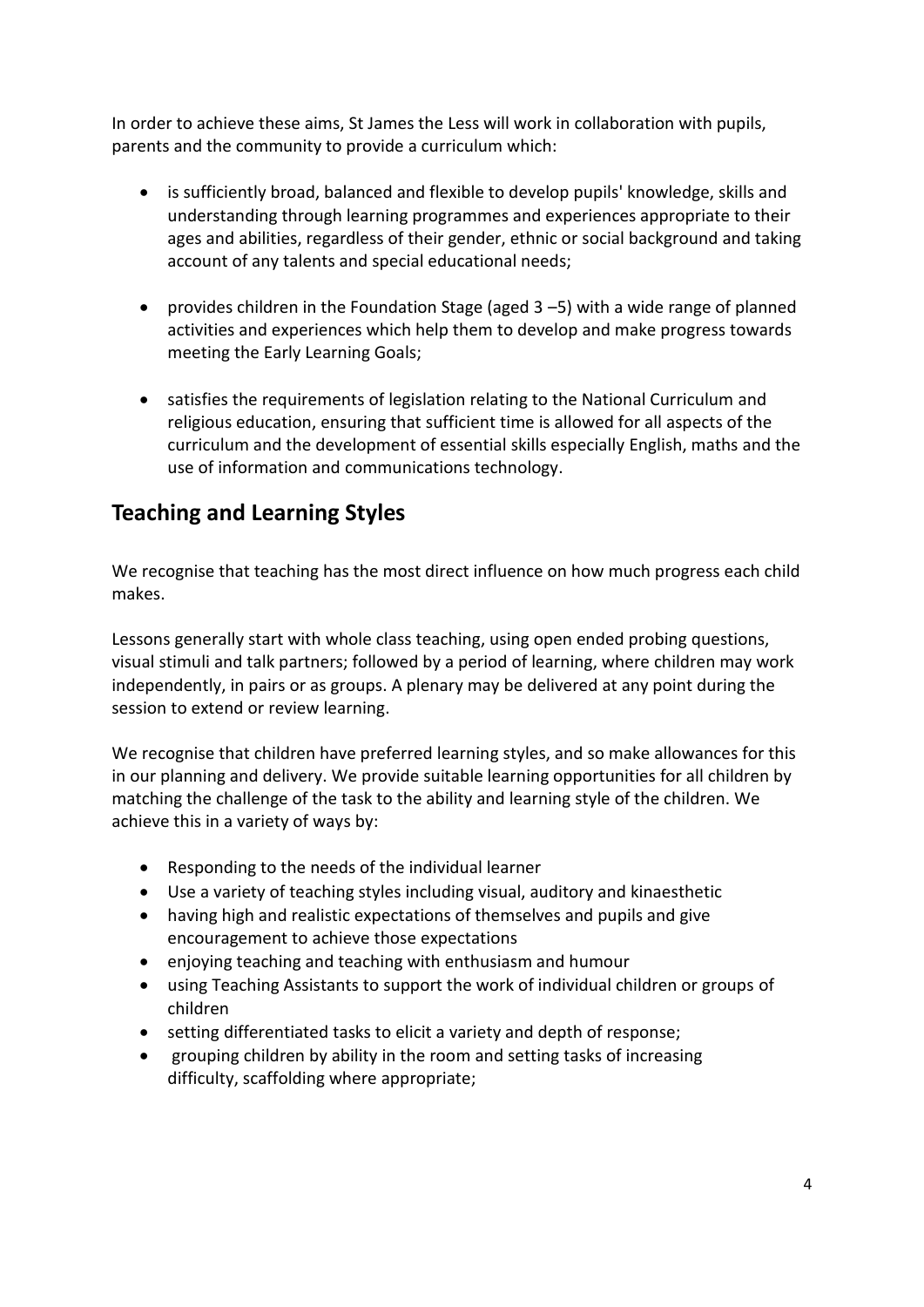In order to achieve these aims, St James the Less will work in collaboration with pupils, parents and the community to provide a curriculum which:

- is sufficiently broad, balanced and flexible to develop pupils' knowledge, skills and understanding through learning programmes and experiences appropriate to their ages and abilities, regardless of their gender, ethnic or social background and taking account of any talents and special educational needs;
- provides children in the Foundation Stage (aged 3 –5) with a wide range of planned activities and experiences which help them to develop and make progress towards meeting the Early Learning Goals;
- satisfies the requirements of legislation relating to the National Curriculum and religious education, ensuring that sufficient time is allowed for all aspects of the curriculum and the development of essential skills especially English, maths and the use of information and communications technology.

## Teaching and Learning Styles

We recognise that teaching has the most direct influence on how much progress each child makes.

Lessons generally start with whole class teaching, using open ended probing questions, visual stimuli and talk partners; followed by a period of learning, where children may work independently, in pairs or as groups. A plenary may be delivered at any point during the session to extend or review learning.

We recognise that children have preferred learning styles, and so make allowances for this in our planning and delivery. We provide suitable learning opportunities for all children by matching the challenge of the task to the ability and learning style of the children. We achieve this in a variety of ways by:

- Responding to the needs of the individual learner
- Use a variety of teaching styles including visual, auditory and kinaesthetic
- having high and realistic expectations of themselves and pupils and give encouragement to achieve those expectations
- enjoying teaching and teaching with enthusiasm and humour
- using Teaching Assistants to support the work of individual children or groups of children
- setting differentiated tasks to elicit a variety and depth of response;
- grouping children by ability in the room and setting tasks of increasing difficulty, scaffolding where appropriate;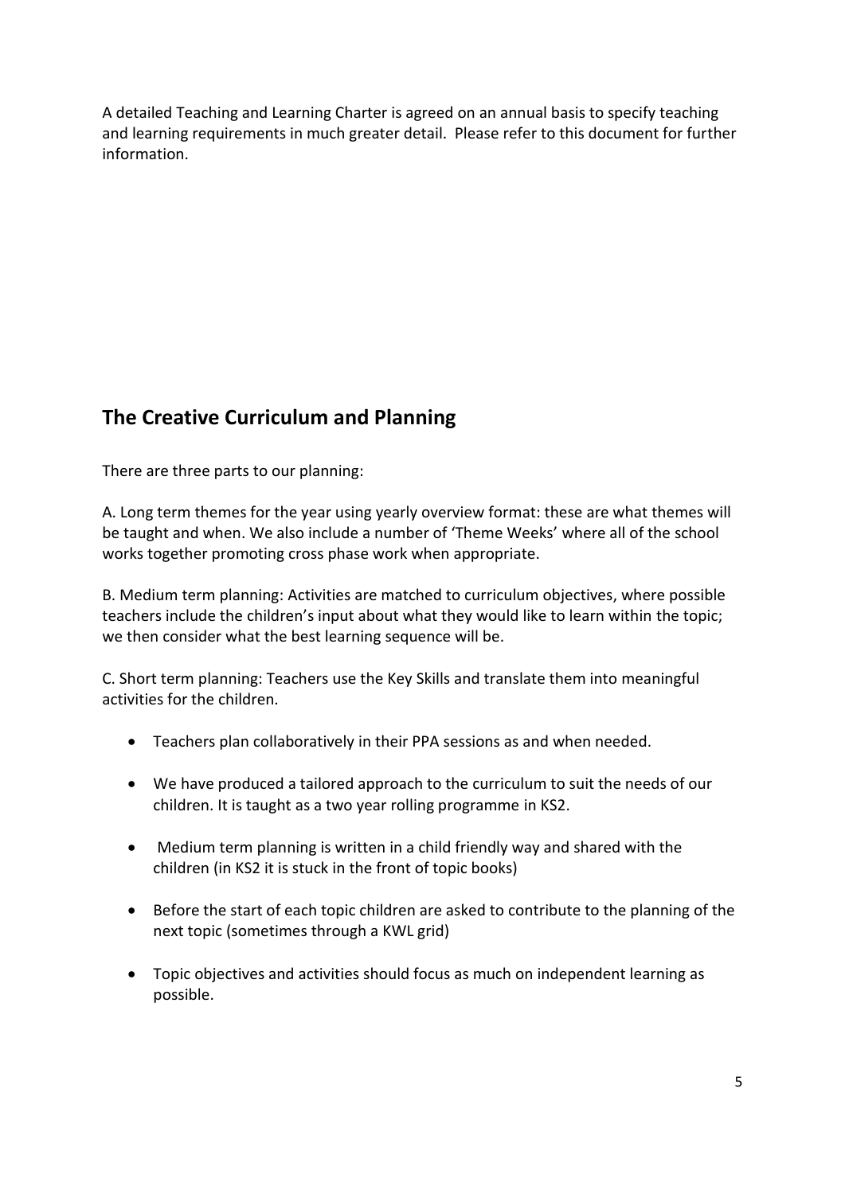A detailed Teaching and Learning Charter is agreed on an annual basis to specify teaching and learning requirements in much greater detail. Please refer to this document for further information.

## The Creative Curriculum and Planning

There are three parts to our planning:

A. Long term themes for the year using yearly overview format: these are what themes will be taught and when. We also include a number of 'Theme Weeks' where all of the school works together promoting cross phase work when appropriate.

B. Medium term planning: Activities are matched to curriculum objectives, where possible teachers include the children's input about what they would like to learn within the topic; we then consider what the best learning sequence will be.

C. Short term planning: Teachers use the Key Skills and translate them into meaningful activities for the children.

- Teachers plan collaboratively in their PPA sessions as and when needed.
- We have produced a tailored approach to the curriculum to suit the needs of our children. It is taught as a two year rolling programme in KS2.
- Medium term planning is written in a child friendly way and shared with the children (in KS2 it is stuck in the front of topic books)
- Before the start of each topic children are asked to contribute to the planning of the next topic (sometimes through a KWL grid)
- Topic objectives and activities should focus as much on independent learning as possible.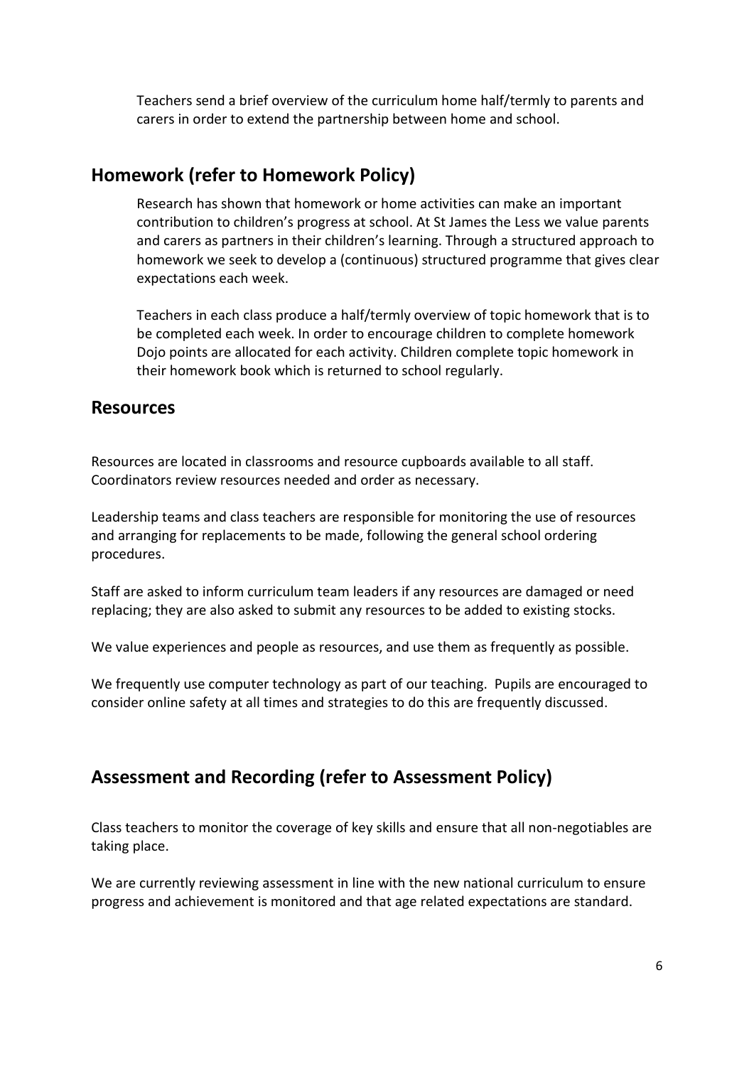Teachers send a brief overview of the curriculum home half/termly to parents and carers in order to extend the partnership between home and school.

## Homework (refer to Homework Policy)

Research has shown that homework or home activities can make an important contribution to children's progress at school. At St James the Less we value parents and carers as partners in their children's learning. Through a structured approach to homework we seek to develop a (continuous) structured programme that gives clear expectations each week.

Teachers in each class produce a half/termly overview of topic homework that is to be completed each week. In order to encourage children to complete homework Dojo points are allocated for each activity. Children complete topic homework in their homework book which is returned to school regularly.

## Resources

Resources are located in classrooms and resource cupboards available to all staff. Coordinators review resources needed and order as necessary.

Leadership teams and class teachers are responsible for monitoring the use of resources and arranging for replacements to be made, following the general school ordering procedures.

Staff are asked to inform curriculum team leaders if any resources are damaged or need replacing; they are also asked to submit any resources to be added to existing stocks.

We value experiences and people as resources, and use them as frequently as possible.

We frequently use computer technology as part of our teaching. Pupils are encouraged to consider online safety at all times and strategies to do this are frequently discussed.

## Assessment and Recording (refer to Assessment Policy)

Class teachers to monitor the coverage of key skills and ensure that all non-negotiables are taking place.

We are currently reviewing assessment in line with the new national curriculum to ensure progress and achievement is monitored and that age related expectations are standard.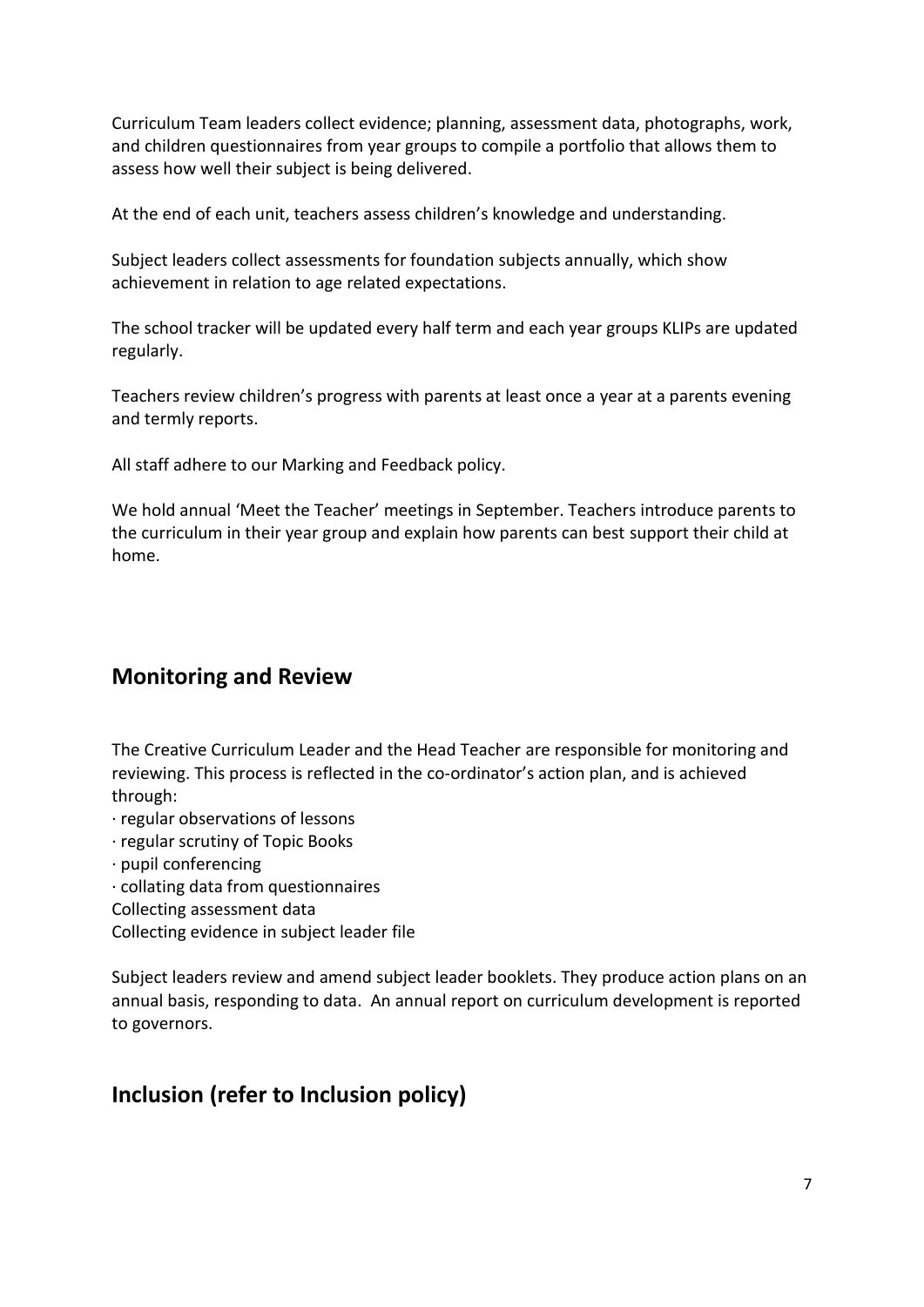Curriculum Team leaders collect evidence; planning, assessment data, photographs, work, and children questionnaires from year groups to compile a portfolio that allows them to assess how well their subject is being delivered.

At the end of each unit, teachers assess children's knowledge and understanding.

Subject leaders collect assessments for foundation subjects annually, which show achievement in relation to age related expectations.

The school tracker will be updated every half term and each year groups KLIPs are updated regularly.

Teachers review children's progress with parents at least once a year at a parents evening and termly reports.

All staff adhere to our Marking and Feedback policy.

We hold annual 'Meet the Teacher' meetings in September. Teachers introduce parents to the curriculum in their year group and explain how parents can best support their child at home.

## Monitoring and Review

The Creative Curriculum Leader and the Head Teacher are responsible for monitoring and reviewing. This process is reflected in the co-ordinator's action plan, and is achieved through:

· regular observations of lessons
· regular scrutiny of Topic Books
· pupil conferencing
· collating data from questionnaires
Collecting assessment data
Collecting evidence in subject leader file

Subject leaders review and amend subject leader booklets. They produce action plans on an annual basis, responding to data. An annual report on curriculum development is reported to governors.

## Inclusion (refer to Inclusion policy)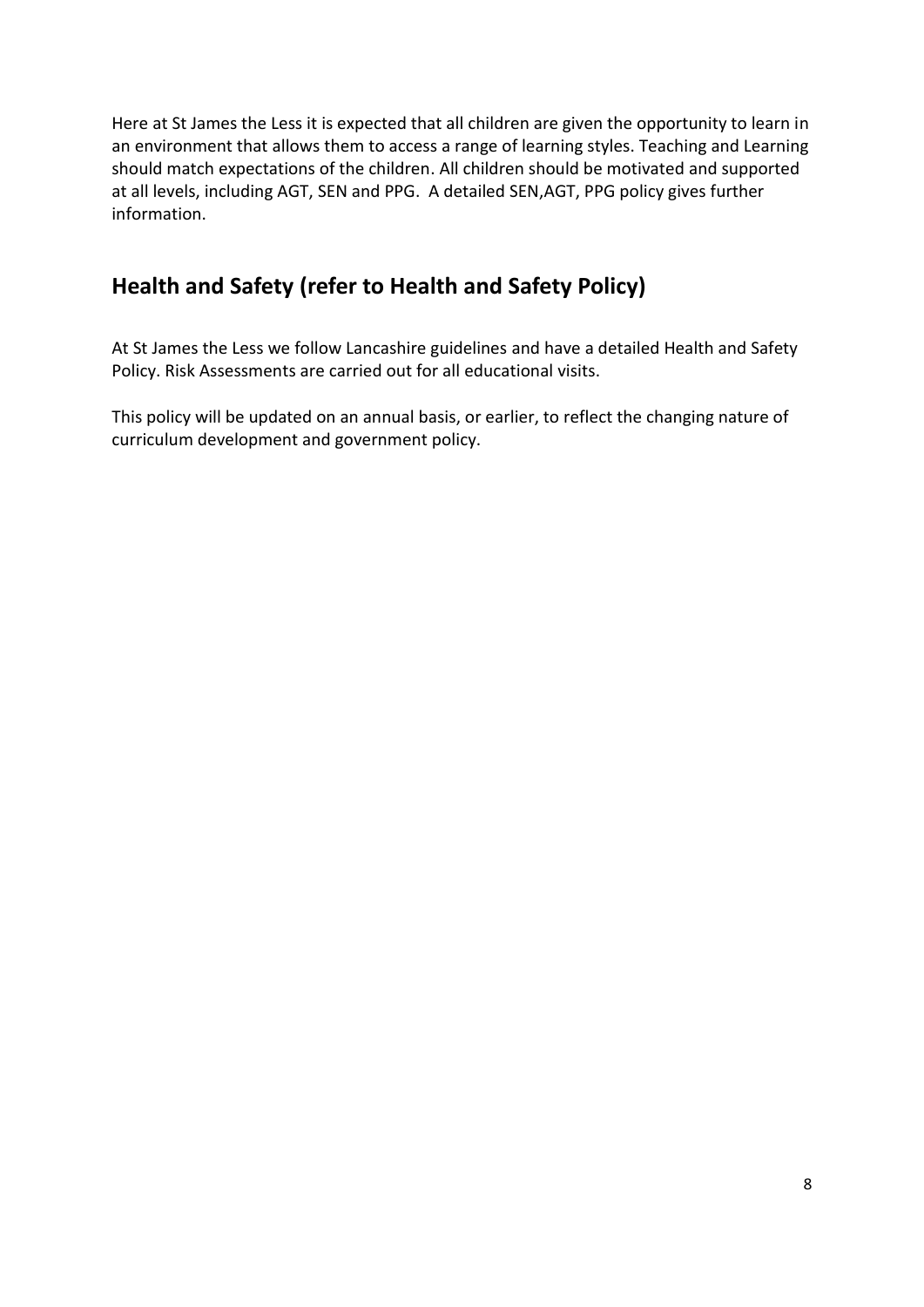Here at St James the Less it is expected that all children are given the opportunity to learn in an environment that allows them to access a range of learning styles. Teaching and Learning should match expectations of the children. All children should be motivated and supported at all levels, including AGT, SEN and PPG. A detailed SEN,AGT, PPG policy gives further information.

## Health and Safety (refer to Health and Safety Policy)

At St James the Less we follow Lancashire guidelines and have a detailed Health and Safety Policy. Risk Assessments are carried out for all educational visits.

This policy will be updated on an annual basis, or earlier, to reflect the changing nature of curriculum development and government policy.